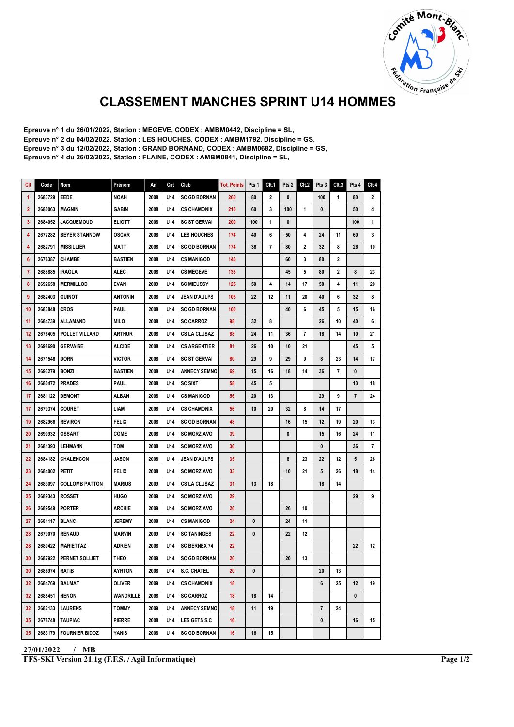# CLASSEMENT MANCHES SPRINT U14 HOMMES

**Epreuve n° 1 du 26/01/2022, Station : MEGEVE, CODEX : AMBM0442, Discipline = SL,**
**Epreuve n° 2 du 04/02/2022, Station : LES HOUCHES, CODEX : AMBM1792, Discipline = GS,**
**Epreuve n° 3 du 12/02/2022, Station : GRAND BORNAND, CODEX : AMBM0682, Discipline = GS,**
**Epreuve n° 4 du 26/02/2022, Station : FLAINE, CODEX : AMBM0841, Discipline = SL,**

| Clt | Code | Nom | Prénom | An | Cat | Club | Tot. Points | Pts 1 | Clt.1 | Pts 2 | Clt.2 | Pts 3 | Clt.3 | Pts 4 | Clt.4 |
|---|---|---|---|---|---|---|---|---|---|---|---|---|---|---|---|
| 1 | 2683729 | EEDE | NOAH | 2008 | U14 | SC GD BORNAN | 260 | 80 | 2 | 0 | | 100 | 1 | 80 | 2 |
| 2 | 2680063 | MAGNIN | GABIN | 2008 | U14 | CS CHAMONIX | 210 | 60 | 3 | 100 | 1 | 0 | | 50 | 4 |
| 3 | 2684052 | JACQUEMOUD | ELIOTT | 2008 | U14 | SC ST GERVAI | 200 | 100 | 1 | 0 | | | | 100 | 1 |
| 4 | 2677282 | BEYER STANNOW | OSCAR | 2008 | U14 | LES HOUCHES | 174 | 40 | 6 | 50 | 4 | 24 | 11 | 60 | 3 |
| 4 | 2682791 | MISSILLIER | MATT | 2008 | U14 | SC GD BORNAN | 174 | 36 | 7 | 80 | 2 | 32 | 8 | 26 | 10 |
| 6 | 2676387 | CHAMBE | BASTIEN | 2008 | U14 | CS MANIGOD | 140 | | | 60 | 3 | 80 | 2 | | |
| 7 | 2688885 | IRAOLA | ALEC | 2008 | U14 | CS MEGEVE | 133 | | | 45 | 5 | 80 | 2 | 8 | 23 |
| 8 | 2692658 | MERMILLOD | EVAN | 2009 | U14 | SC MIEUSSY | 125 | 50 | 4 | 14 | 17 | 50 | 4 | 11 | 20 |
| 9 | 2682403 | GUINOT | ANTONIN | 2008 | U14 | JEAN D'AULPS | 105 | 22 | 12 | 11 | 20 | 40 | 6 | 32 | 8 |
| 10 | 2683848 | CROS | PAUL | 2008 | U14 | SC GD BORNAN | 100 | | | 40 | 6 | 45 | 5 | 15 | 16 |
| 11 | 2684739 | ALLAMAND | MILO | 2008 | U14 | SC CARROZ | 98 | 32 | 8 | | | 26 | 10 | 40 | 6 |
| 12 | 2676405 | POLLET VILLARD | ARTHUR | 2008 | U14 | CS LA CLUSAZ | 88 | 24 | 11 | 36 | 7 | 18 | 14 | 10 | 21 |
| 13 | 2698690 | GERVAISE | ALCIDE | 2008 | U14 | CS ARGENTIER | 81 | 26 | 10 | 10 | 21 | | | 45 | 5 |
| 14 | 2671546 | DORN | VICTOR | 2008 | U14 | SC ST GERVAI | 80 | 29 | 9 | 29 | 9 | 8 | 23 | 14 | 17 |
| 15 | 2693279 | BONZI | BASTIEN | 2008 | U14 | ANNECY SEMNO | 69 | 15 | 16 | 18 | 14 | 36 | 7 | 0 | |
| 16 | 2680472 | PRADES | PAUL | 2008 | U14 | SC SIXT | 58 | 45 | 5 | | | | | 13 | 18 |
| 17 | 2681122 | DEMONT | ALBAN | 2008 | U14 | CS MANIGOD | 56 | 20 | 13 | | | 29 | 9 | 7 | 24 |
| 17 | 2679374 | COURET | LIAM | 2008 | U14 | CS CHAMONIX | 56 | 10 | 20 | 32 | 8 | 14 | 17 | | |
| 19 | 2682966 | REVIRON | FELIX | 2008 | U14 | SC GD BORNAN | 48 | | | 16 | 15 | 12 | 19 | 20 | 13 |
| 20 | 2690932 | OSSART | COME | 2008 | U14 | SC MORZ AVO | 39 | | | 0 | | 15 | 16 | 24 | 11 |
| 21 | 2681393 | LEHMANN | TOM | 2008 | U14 | SC MORZ AVO | 36 | | | | | 0 | | 36 | 7 |
| 22 | 2684182 | CHALENCON | JASON | 2008 | U14 | JEAN D'AULPS | 35 | | | 8 | 23 | 22 | 12 | 5 | 26 |
| 23 | 2684002 | PETIT | FELIX | 2008 | U14 | SC MORZ AVO | 33 | | | 10 | 21 | 5 | 26 | 18 | 14 |
| 24 | 2683097 | COLLOMB PATTON | MARIUS | 2009 | U14 | CS LA CLUSAZ | 31 | 13 | 18 | | | 18 | 14 | | |
| 25 | 2689343 | ROSSET | HUGO | 2009 | U14 | SC MORZ AVO | 29 | | | | | | | 29 | 9 |
| 26 | 2689549 | PORTER | ARCHIE | 2009 | U14 | SC MORZ AVO | 26 | | | 26 | 10 | | | | |
| 27 | 2681117 | BLANC | JEREMY | 2008 | U14 | CS MANIGOD | 24 | 0 | | 24 | 11 | | | | |
| 28 | 2679070 | RENAUD | MARVIN | 2009 | U14 | SC TANINGES | 22 | 0 | | 22 | 12 | | | | |
| 28 | 2680422 | MARIETTAZ | ADRIEN | 2008 | U14 | SC BERNEX 74 | 22 | | | | | | | 22 | 12 |
| 30 | 2687922 | PERNET SOLLIET | THEO | 2009 | U14 | SC GD BORNAN | 20 | | | 20 | 13 | | | | |
| 30 | 2686974 | RATIB | AYRTON | 2008 | U14 | S.C. CHATEL | 20 | 0 | | | | 20 | 13 | | |
| 32 | 2684769 | BALMAT | OLIVER | 2009 | U14 | SC CHAMONIX | 18 | | | | | 6 | 25 | 12 | 19 |
| 32 | 2685451 | HENON | WANDRILLE | 2008 | U14 | SC CARROZ | 18 | 18 | 14 | | | | | 0 | |
| 32 | 2682133 | LAURENS | TOMMY | 2009 | U14 | ANNECY SEMNO | 18 | 11 | 19 | | | 7 | 24 | | |
| 35 | 2678748 | TAUPIAC | PIERRE | 2008 | U14 | LES GETS S.C | 16 | | | | | 0 | | 16 | 15 |
| 35 | 2683179 | FOURNIER BIDOZ | YANIS | 2008 | U14 | SC GD BORNAN | 16 | 16 | 15 | | | | | | |

27/01/2022 / MB

FFS-SKI Version 21.1g (F.F.S. / Agil Informatique)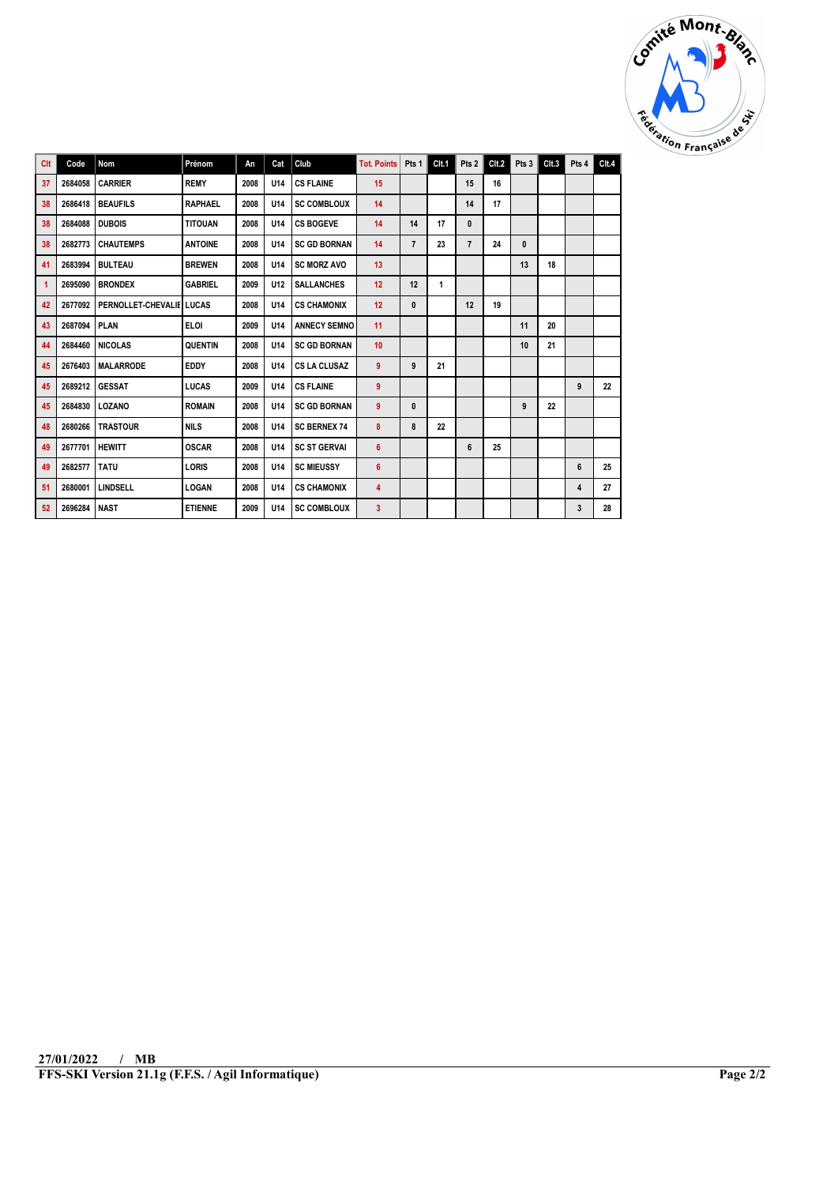| Clt | Code | Nom | Prénom | An | Cat | Club | Tot. Points | Pts 1 | Clt.1 | Pts 2 | Clt.2 | Pts 3 | Clt.3 | Pts 4 | Clt.4 |
|---|---|---|---|---|---|---|---|---|---|---|---|---|---|---|---|
| 37 | 2684058 | CARRIER | REMY | 2008 | U14 | CS FLAINE | 15 | | | 15 | 16 | | | | |
| 38 | 2686418 | BEAUFILS | RAPHAEL | 2008 | U14 | SC COMBLOUX | 14 | | | 14 | 17 | | | | |
| 38 | 2684088 | DUBOIS | TITOUAN | 2008 | U14 | CS BOGEVE | 14 | 14 | 17 | 0 | | | | | |
| 38 | 2682773 | CHAUTEMPS | ANTOINE | 2008 | U14 | SC GD BORNAN | 14 | 7 | 23 | 7 | 24 | 0 | | | |
| 41 | 2683994 | BULTEAU | BREWEN | 2008 | U14 | SC MORZ AVO | 13 | | | | | 13 | 18 | | |
| 1 | 2695090 | BRONDEX | GABRIEL | 2009 | U12 | SALLANCHES | 12 | 12 | 1 | | | | | | |
| 42 | 2677092 | PERNOLLET-CHEVALIE | LUCAS | 2008 | U14 | CS CHAMONIX | 12 | 0 | | 12 | 19 | | | | |
| 43 | 2687094 | PLAN | ELOI | 2009 | U14 | ANNECY SEMNO | 11 | | | | | 11 | 20 | | |
| 44 | 2684460 | NICOLAS | QUENTIN | 2008 | U14 | SC GD BORNAN | 10 | | | | | 10 | 21 | | |
| 45 | 2676403 | MALARRODE | EDDY | 2008 | U14 | CS LA CLUSAZ | 9 | 9 | 21 | | | | | | |
| 45 | 2689212 | GESSAT | LUCAS | 2009 | U14 | CS FLAINE | 9 | | | | | | | 9 | 22 |
| 45 | 2684830 | LOZANO | ROMAIN | 2008 | U14 | SC GD BORNAN | 9 | 0 | | | | 9 | 22 | | |
| 48 | 2680266 | TRASTOUR | NILS | 2008 | U14 | SC BERNEX 74 | 8 | 8 | 22 | | | | | | |
| 49 | 2677701 | HEWITT | OSCAR | 2008 | U14 | SC ST GERVAI | 6 | | | 6 | 25 | | | | |
| 49 | 2682577 | TATU | LORIS | 2008 | U14 | SC MIEUSSY | 6 | | | | | | | 6 | 25 |
| 51 | 2680001 | LINDSELL | LOGAN | 2008 | U14 | CS CHAMONIX | 4 | | | | | | | 4 | 27 |
| 52 | 2696284 | NAST | ETIENNE | 2009 | U14 | SC COMBLOUX | 3 | | | | | | | 3 | 28 |

27/01/2022 / MB

FFS-SKI Version 21.1g (F.F.S. / Agil Informatique)